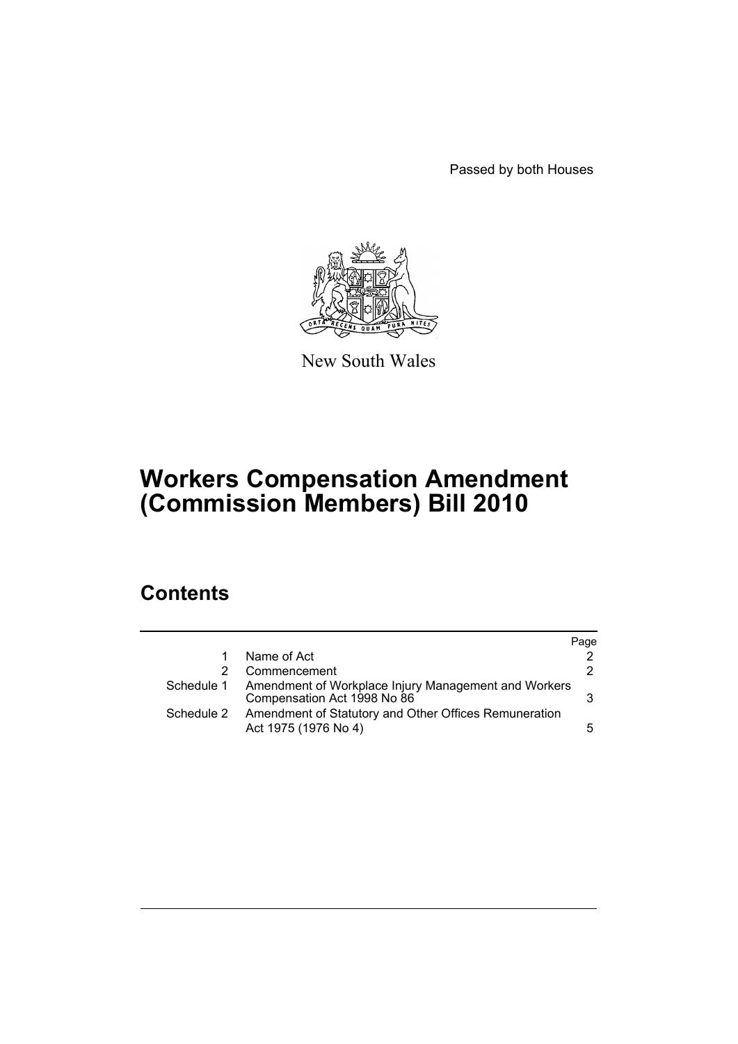Passed by both Houses

New South Wales

# Workers Compensation Amendment (Commission Members) Bill 2010

## Contents

| | | Page |
|---|---|---|
| 1 | Name of Act | 2 |
| 2 | Commencement | 2 |
| Schedule 1 | Amendment of Workplace Injury Management and Workers Compensation Act 1998 No 86 | 3 |
| Schedule 2 | Amendment of Statutory and Other Offices Remuneration Act 1975 (1976 No 4) | 5 |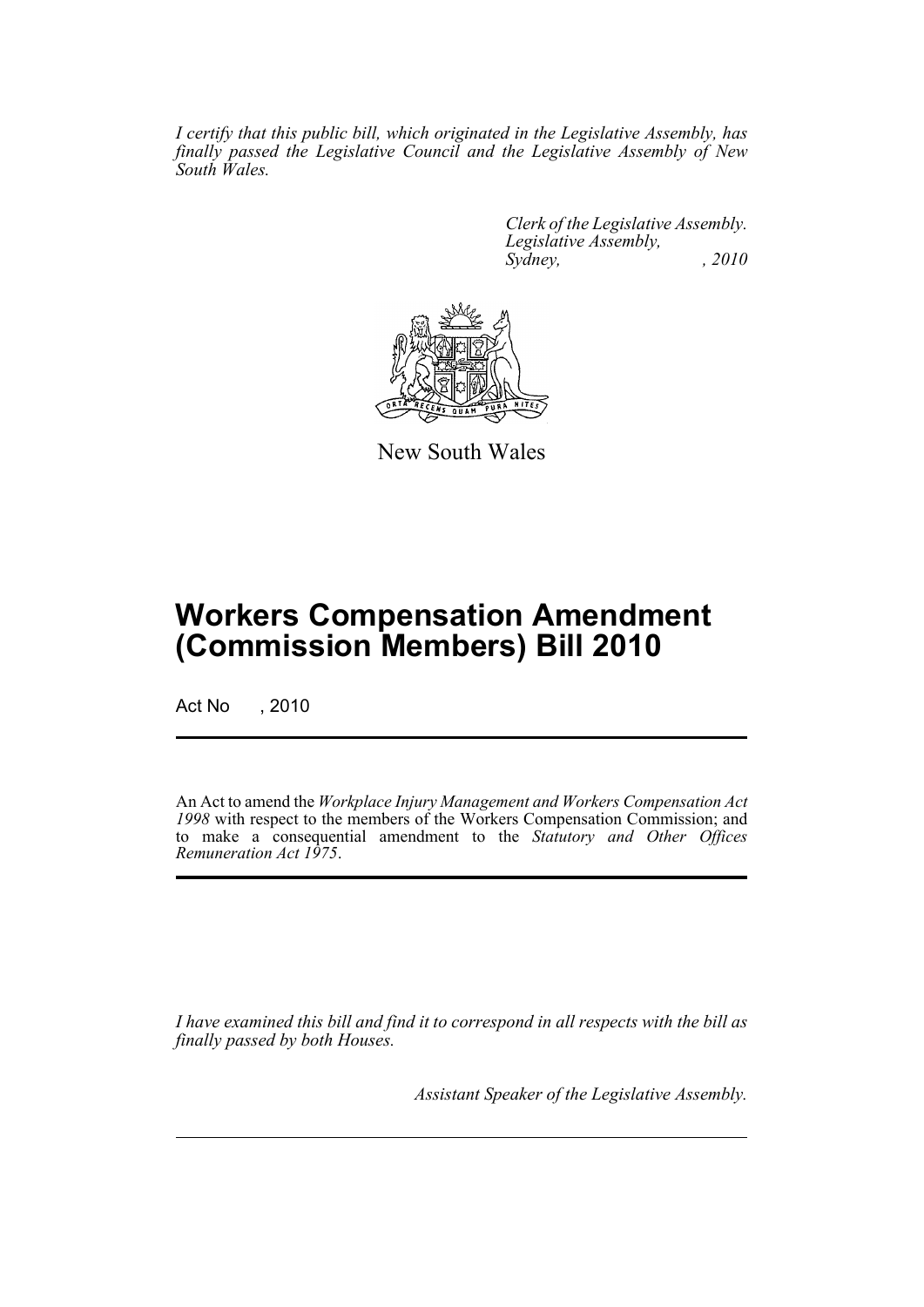*I certify that this public bill, which originated in the Legislative Assembly, has finally passed the Legislative Council and the Legislative Assembly of New South Wales.*

*Clerk of the Legislative Assembly.*
*Legislative Assembly,*
*Sydney, , 2010*

New South Wales

# Workers Compensation Amendment (Commission Members) Bill 2010

Act No , 2010

An Act to amend the *Workplace Injury Management and Workers Compensation Act 1998* with respect to the members of the Workers Compensation Commission; and to make a consequential amendment to the *Statutory and Other Offices Remuneration Act 1975*.

*I have examined this bill and find it to correspond in all respects with the bill as finally passed by both Houses.*

*Assistant Speaker of the Legislative Assembly.*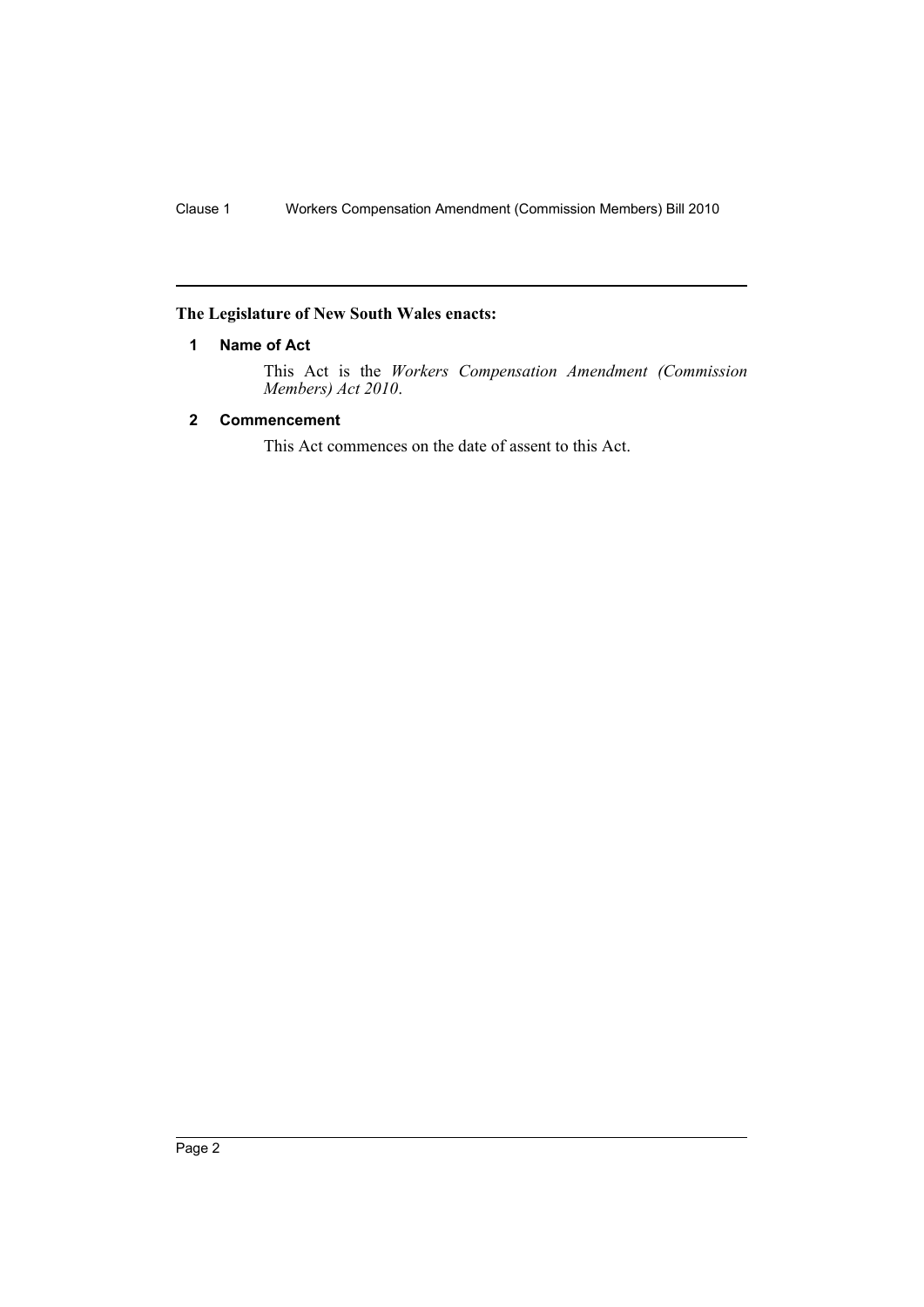**The Legislature of New South Wales enacts:**

## 1 Name of Act

This Act is the *Workers Compensation Amendment (Commission Members) Act 2010*.

## 2 Commencement

This Act commences on the date of assent to this Act.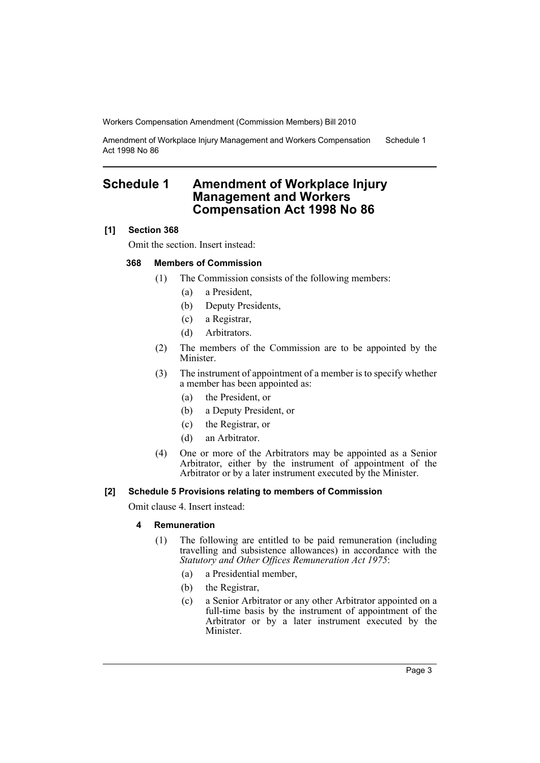## Schedule 1 Amendment of Workplace Injury Management and Workers Compensation Act 1998 No 86

**[1] Section 368**

Omit the section. Insert instead:

**368 Members of Commission**

(1) The Commission consists of the following members:

(a) a President,

(b) Deputy Presidents,

(c) a Registrar,

(d) Arbitrators.

(2) The members of the Commission are to be appointed by the Minister.

(3) The instrument of appointment of a member is to specify whether a member has been appointed as:

(a) the President, or

(b) a Deputy President, or

(c) the Registrar, or

(d) an Arbitrator.

(4) One or more of the Arbitrators may be appointed as a Senior Arbitrator, either by the instrument of appointment of the Arbitrator or by a later instrument executed by the Minister.

**[2] Schedule 5 Provisions relating to members of Commission**

Omit clause 4. Insert instead:

**4 Remuneration**

(1) The following are entitled to be paid remuneration (including travelling and subsistence allowances) in accordance with the *Statutory and Other Offices Remuneration Act 1975*:

(a) a Presidential member,

(b) the Registrar,

(c) a Senior Arbitrator or any other Arbitrator appointed on a full-time basis by the instrument of appointment of the Arbitrator or by a later instrument executed by the Minister.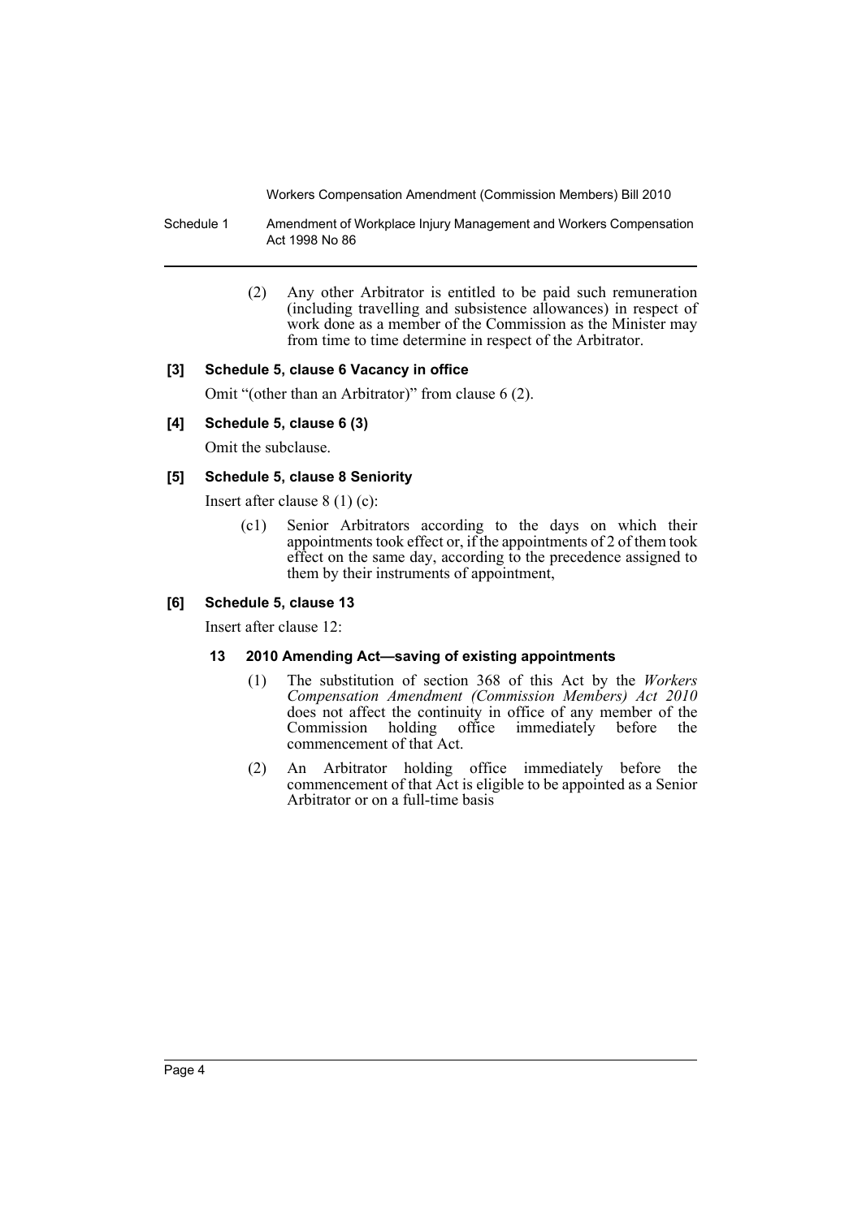(2) Any other Arbitrator is entitled to be paid such remuneration (including travelling and subsistence allowances) in respect of work done as a member of the Commission as the Minister may from time to time determine in respect of the Arbitrator.

**[3] Schedule 5, clause 6 Vacancy in office**

Omit "(other than an Arbitrator)" from clause 6 (2).

**[4] Schedule 5, clause 6 (3)**

Omit the subclause.

**[5] Schedule 5, clause 8 Seniority**

Insert after clause 8 (1) (c):

(c1) Senior Arbitrators according to the days on which their appointments took effect or, if the appointments of 2 of them took effect on the same day, according to the precedence assigned to them by their instruments of appointment,

**[6] Schedule 5, clause 13**

Insert after clause 12:

**13 2010 Amending Act—saving of existing appointments**

(1) The substitution of section 368 of this Act by the *Workers Compensation Amendment (Commission Members) Act 2010* does not affect the continuity in office of any member of the Commission holding office immediately before the commencement of that Act.

(2) An Arbitrator holding office immediately before the commencement of that Act is eligible to be appointed as a Senior Arbitrator or on a full-time basis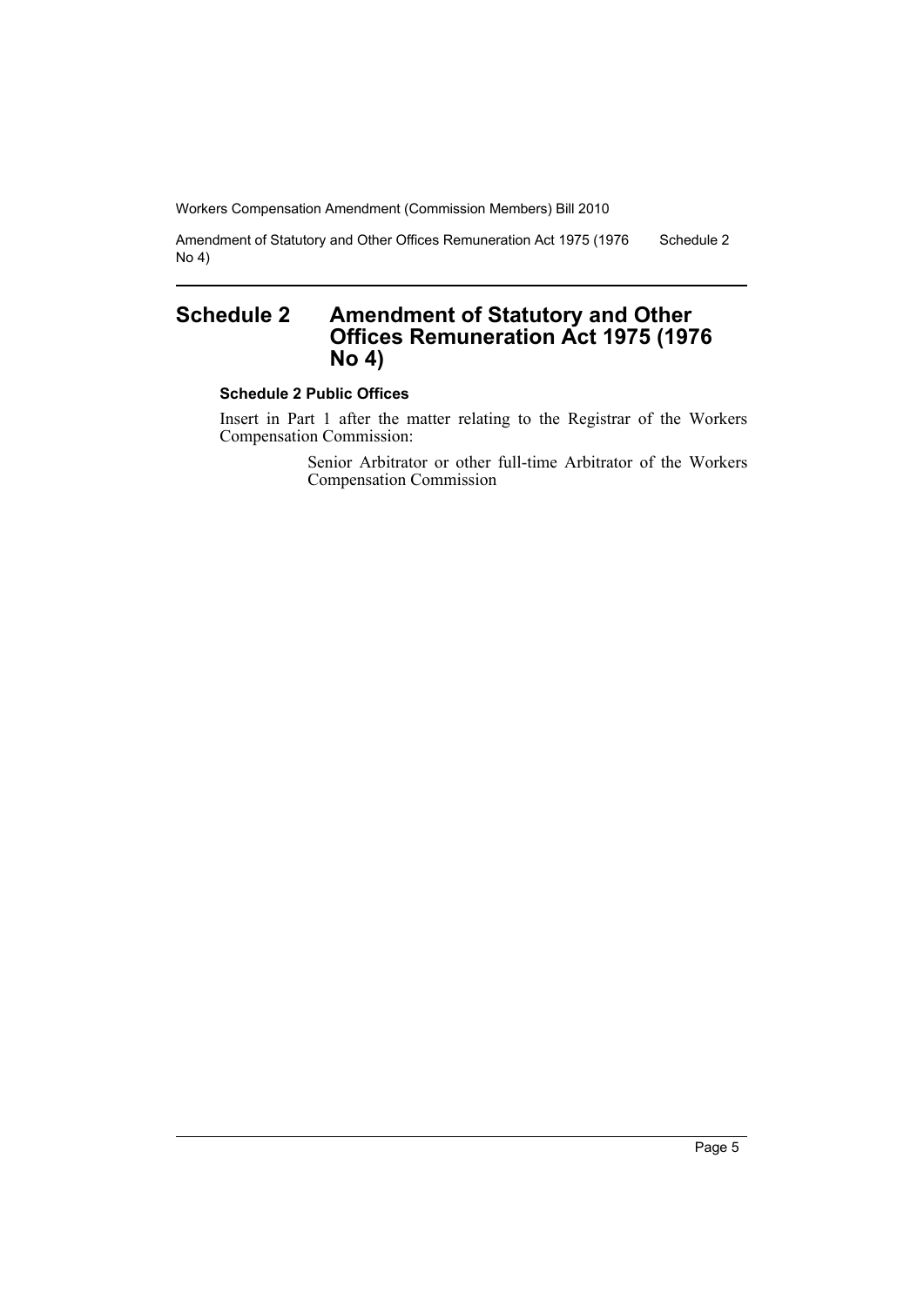## Schedule 2 Amendment of Statutory and Other Offices Remuneration Act 1975 (1976 No 4)

**Schedule 2 Public Offices**

Insert in Part 1 after the matter relating to the Registrar of the Workers Compensation Commission:

> Senior Arbitrator or other full-time Arbitrator of the Workers Compensation Commission